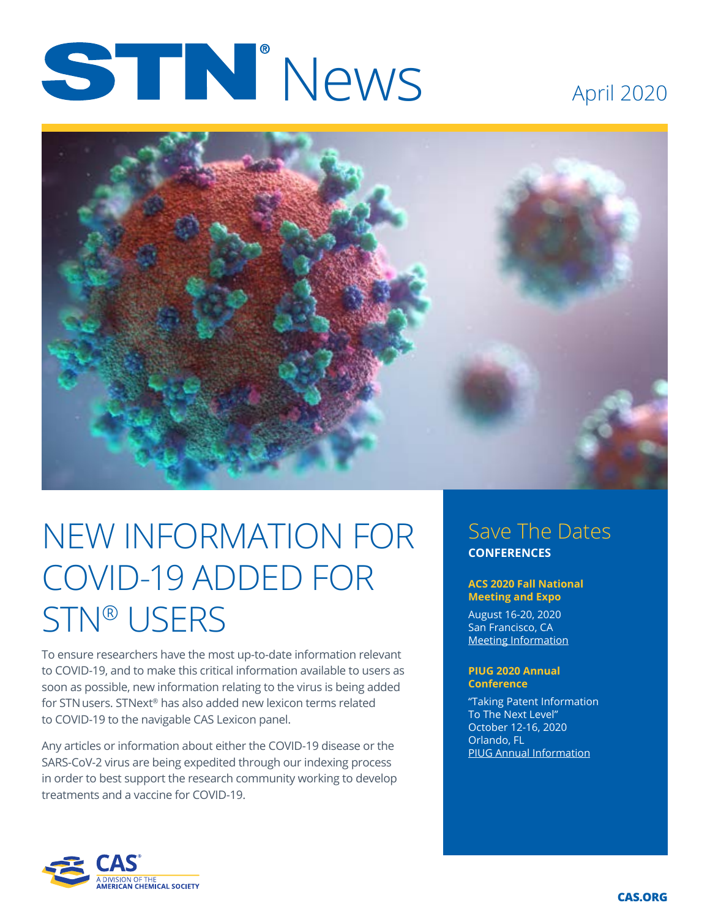# STN® News

April 2020

## NEW INFORMATION FOR COVID-19 ADDED FOR STN® USERS

To ensure researchers have the most up-to-date information relevant to COVID-19, and to make this critical information available to users as soon as possible, new information relating to the virus is being added for STN users. STNext® has also added new lexicon terms related to COVID-19 to the navigable CAS Lexicon panel.

Any articles or information about either the COVID-19 disease or the SARS-CoV-2 virus are being expedited through our indexing process in order to best support the research community working to develop treatments and a vaccine for COVID-19.

## Save The Dates

**CONFERENCES**

**ACS 2020 Fall National Meeting and Expo**

August 16-20, 2020
San Francisco, CA
Meeting Information

**PIUG 2020 Annual Conference**

"Taking Patent Information To The Next Level"
October 12-16, 2020
Orlando, FL
PIUG Annual Information

CAS® A DIVISION OF THE AMERICAN CHEMICAL SOCIETY

CAS.ORG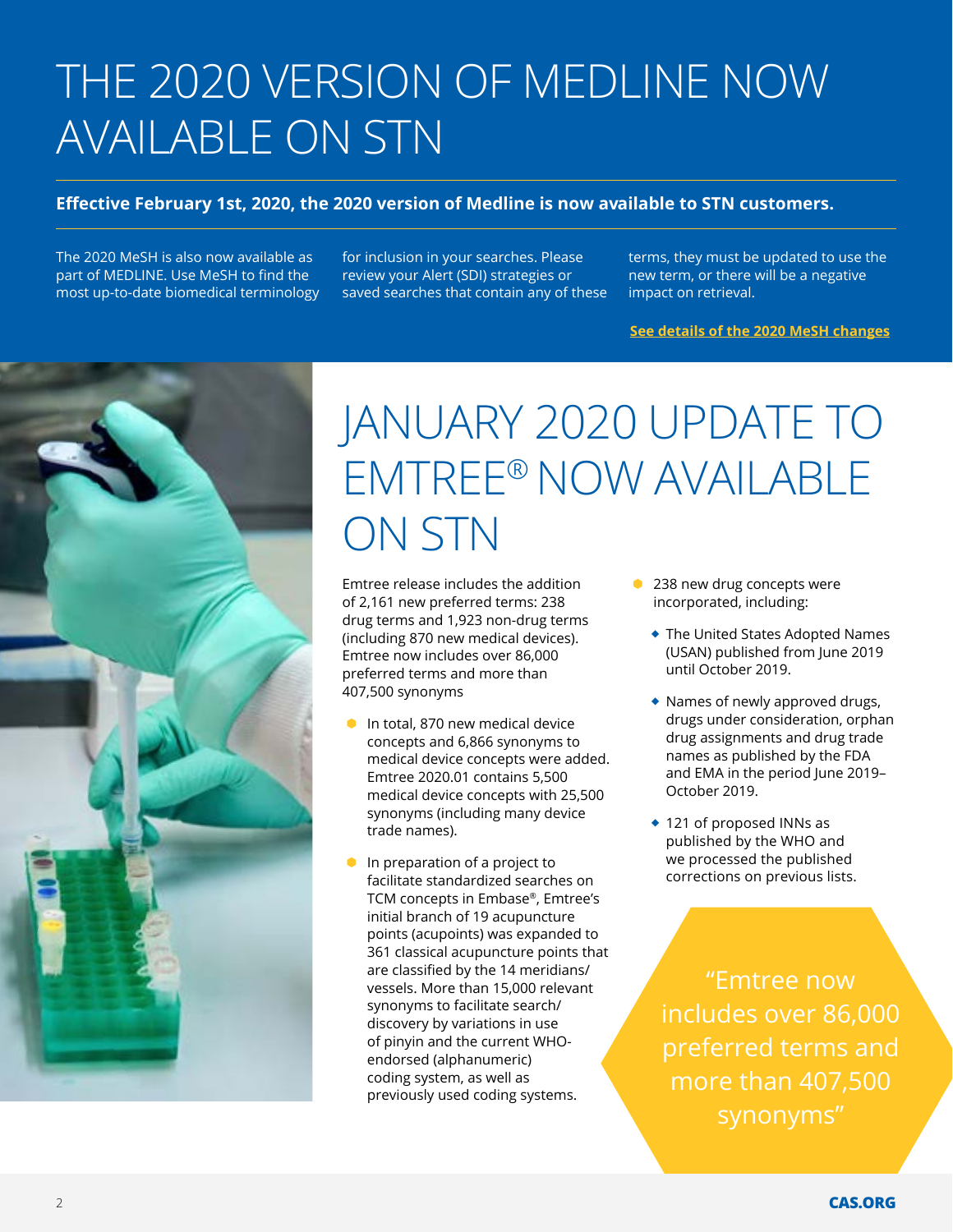# THE 2020 VERSION OF MEDLINE NOW AVAILABLE ON STN

**Effective February 1st, 2020, the 2020 version of Medline is now available to STN customers.**

The 2020 MeSH is also now available as part of MEDLINE. Use MeSH to find the most up-to-date biomedical terminology for inclusion in your searches. Please review your Alert (SDI) strategies or saved searches that contain any of these terms, they must be updated to use the new term, or there will be a negative impact on retrieval.

**See details of the 2020 MeSH changes**

# JANUARY 2020 UPDATE TO EMTREE® NOW AVAILABLE ON STN

Emtree release includes the addition of 2,161 new preferred terms: 238 drug terms and 1,923 non-drug terms (including 870 new medical devices). Emtree now includes over 86,000 preferred terms and more than 407,500 synonyms

- In total, 870 new medical device concepts and 6,866 synonyms to medical device concepts were added. Emtree 2020.01 contains 5,500 medical device concepts with 25,500 synonyms (including many device trade names).
- In preparation of a project to facilitate standardized searches on TCM concepts in Embase®, Emtree's initial branch of 19 acupuncture points (acupoints) was expanded to 361 classical acupuncture points that are classified by the 14 meridians/vessels. More than 15,000 relevant synonyms to facilitate search/discovery by variations in use of pinyin and the current WHO-endorsed (alphanumeric) coding system, as well as previously used coding systems.
- 238 new drug concepts were incorporated, including:
  - The United States Adopted Names (USAN) published from June 2019 until October 2019.
  - Names of newly approved drugs, drugs under consideration, orphan drug assignments and drug trade names as published by the FDA and EMA in the period June 2019–October 2019.
  - 121 of proposed INNs as published by the WHO and we processed the published corrections on previous lists.

"Emtree now includes over 86,000 preferred terms and more than 407,500 synonyms"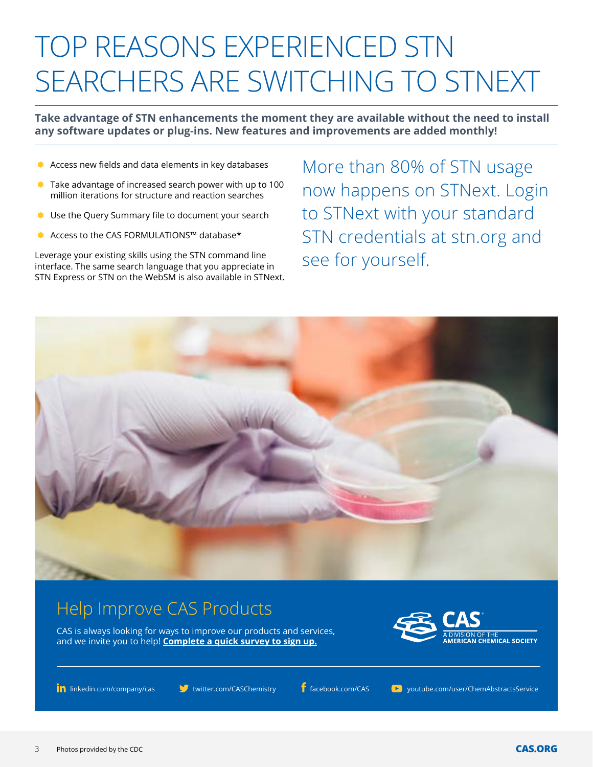# TOP REASONS EXPERIENCED STN SEARCHERS ARE SWITCHING TO STNEXT

**Take advantage of STN enhancements the moment they are available without the need to install any software updates or plug-ins. New features and improvements are added monthly!**

- Access new fields and data elements in key databases
- Take advantage of increased search power with up to 100 million iterations for structure and reaction searches
- Use the Query Summary file to document your search
- Access to the CAS FORMULATIONS™ database*

Leverage your existing skills using the STN command line interface. The same search language that you appreciate in STN Express or STN on the WebSM is also available in STNext.

More than 80% of STN usage now happens on STNext. Login to STNext with your standard STN credentials at stn.org and see for yourself.

## Help Improve CAS Products

CAS is always looking for ways to improve our products and services, and we invite you to help! **Complete a quick survey to sign up.**

CAS
A DIVISION OF THE AMERICAN CHEMICAL SOCIETY

linkedin.com/company/cas twitter.com/CASChemistry facebook.com/CAS youtube.com/user/ChemAbstractsService

Photos provided by the CDC

CAS.ORG